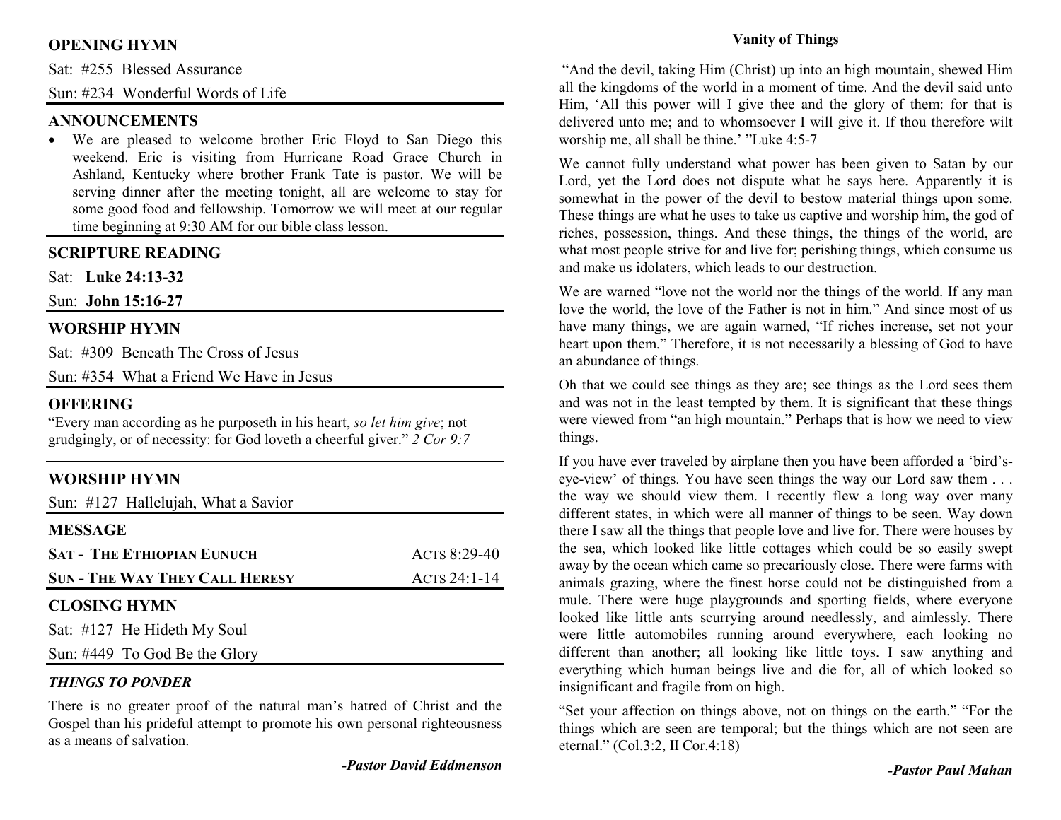## OPENING HYMN

Sat: #255 Blessed Assurance

Sun: #234 Wonderful Words of Life

## ANNOUNCEMENTS

- We are pleased to welcome brother Eric Floyd to San Diego this weekend. Eric is visiting from Hurricane Road Grace Church in Ashland, Kentucky where brother Frank Tate is pastor. We will be serving dinner after the meeting tonight, all are welcome to stay for some good food and fellowship. Tomorrow we will meet at our regular time beginning at 9:30 AM for our bible class lesson.

## SCRIPTURE READING

Sat: **Luke 24:13-32**

Sun: **John 15:16-27**

## WORSHIP HYMN

Sat: #309 Beneath The Cross of Jesus

Sun: #354 What a Friend We Have in Jesus

## OFFERING

"Every man according as he purposeth in his heart, *so let him give*; not grudgingly, or of necessity: for God loveth a cheerful giver." *2 Cor 9:7*

## WORSHIP HYMN

Sun: #127 Hallelujah, What a Savior

## MESSAGE

**SAT - THE ETHIOPIAN EUNUCH** ACTS 8:29-40

**SUN - THE WAY THEY CALL HERESY** ACTS 24:1-14

## CLOSING HYMN

Sat: #127 He Hideth My Soul

Sun: #449 To God Be the Glory

### *THINGS TO PONDER*

There is no greater proof of the natural man's hatred of Christ and the Gospel than his prideful attempt to promote his own personal righteousness as a means of salvation.

***-Pastor David Eddmenson***

## Vanity of Things

"And the devil, taking Him (Christ) up into an high mountain, shewed Him all the kingdoms of the world in a moment of time. And the devil said unto Him, 'All this power will I give thee and the glory of them: for that is delivered unto me; and to whomsoever I will give it. If thou therefore wilt worship me, all shall be thine.' "Luke 4:5-7

We cannot fully understand what power has been given to Satan by our Lord, yet the Lord does not dispute what he says here. Apparently it is somewhat in the power of the devil to bestow material things upon some. These things are what he uses to take us captive and worship him, the god of riches, possession, things. And these things, the things of the world, are what most people strive for and live for; perishing things, which consume us and make us idolaters, which leads to our destruction.

We are warned "love not the world nor the things of the world. If any man love the world, the love of the Father is not in him." And since most of us have many things, we are again warned, "If riches increase, set not your heart upon them." Therefore, it is not necessarily a blessing of God to have an abundance of things.

Oh that we could see things as they are; see things as the Lord sees them and was not in the least tempted by them. It is significant that these things were viewed from "an high mountain." Perhaps that is how we need to view things.

If you have ever traveled by airplane then you have been afforded a 'bird's-eye-view' of things. You have seen things the way our Lord saw them . . . the way we should view them. I recently flew a long way over many different states, in which were all manner of things to be seen. Way down there I saw all the things that people love and live for. There were houses by the sea, which looked like little cottages which could be so easily swept away by the ocean which came so precariously close. There were farms with animals grazing, where the finest horse could not be distinguished from a mule. There were huge playgrounds and sporting fields, where everyone looked like little ants scurrying around needlessly, and aimlessly. There were little automobiles running around everywhere, each looking no different than another; all looking like little toys. I saw anything and everything which human beings live and die for, all of which looked so insignificant and fragile from on high.

"Set your affection on things above, not on things on the earth." "For the things which are seen are temporal; but the things which are not seen are eternal." (Col.3:2, II Cor.4:18)

***-Pastor Paul Mahan***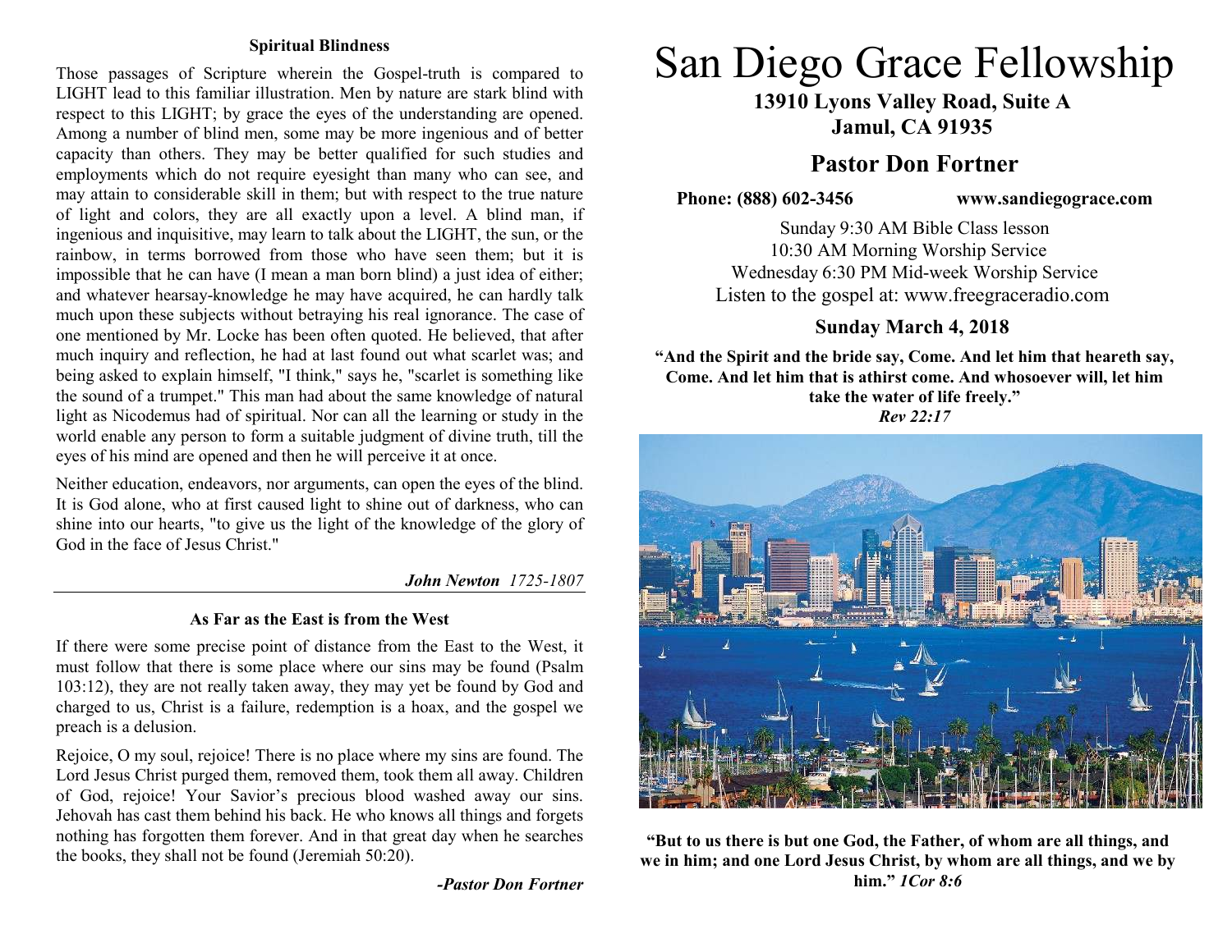## Spiritual Blindness

Those passages of Scripture wherein the Gospel-truth is compared to LIGHT lead to this familiar illustration. Men by nature are stark blind with respect to this LIGHT; by grace the eyes of the understanding are opened. Among a number of blind men, some may be more ingenious and of better capacity than others. They may be better qualified for such studies and employments which do not require eyesight than many who can see, and may attain to considerable skill in them; but with respect to the true nature of light and colors, they are all exactly upon a level. A blind man, if ingenious and inquisitive, may learn to talk about the LIGHT, the sun, or the rainbow, in terms borrowed from those who have seen them; but it is impossible that he can have (I mean a man born blind) a just idea of either; and whatever hearsay-knowledge he may have acquired, he can hardly talk much upon these subjects without betraying his real ignorance. The case of one mentioned by Mr. Locke has been often quoted. He believed, that after much inquiry and reflection, he had at last found out what scarlet was; and being asked to explain himself, "I think," says he, "scarlet is something like the sound of a trumpet." This man had about the same knowledge of natural light as Nicodemus had of spiritual. Nor can all the learning or study in the world enable any person to form a suitable judgment of divine truth, till the eyes of his mind are opened and then he will perceive it at once.

Neither education, endeavors, nor arguments, can open the eyes of the blind. It is God alone, who at first caused light to shine out of darkness, who can shine into our hearts, "to give us the light of the knowledge of the glory of God in the face of Jesus Christ."

***John Newton** 1725-1807*

---

## As Far as the East is from the West

If there were some precise point of distance from the East to the West, it must follow that there is some place where our sins may be found (Psalm 103:12), they are not really taken away, they may yet be found by God and charged to us, Christ is a failure, redemption is a hoax, and the gospel we preach is a delusion.

Rejoice, O my soul, rejoice! There is no place where my sins are found. The Lord Jesus Christ purged them, removed them, took them all away. Children of God, rejoice! Your Savior's precious blood washed away our sins. Jehovah has cast them behind his back. He who knows all things and forgets nothing has forgotten them forever. And in that great day when he searches the books, they shall not be found (Jeremiah 50:20).

***-Pastor Don Fortner***

# San Diego Grace Fellowship

**13910 Lyons Valley Road, Suite A**
**Jamul, CA 91935**

## Pastor Don Fortner

**Phone: (888) 602-3456** **www.sandiegograce.com**

Sunday 9:30 AM Bible Class lesson
10:30 AM Morning Worship Service
Wednesday 6:30 PM Mid-week Worship Service
Listen to the gospel at: www.freegraceradio.com

## Sunday March 4, 2018

**"And the Spirit and the bride say, Come. And let him that heareth say, Come. And let him that is athirst come. And whosoever will, let him take the water of life freely."**
***Rev 22:17***

**"But to us there is but one God, the Father, of whom are all things, and we in him; and one Lord Jesus Christ, by whom are all things, and we by him."** ***1Cor 8:6***